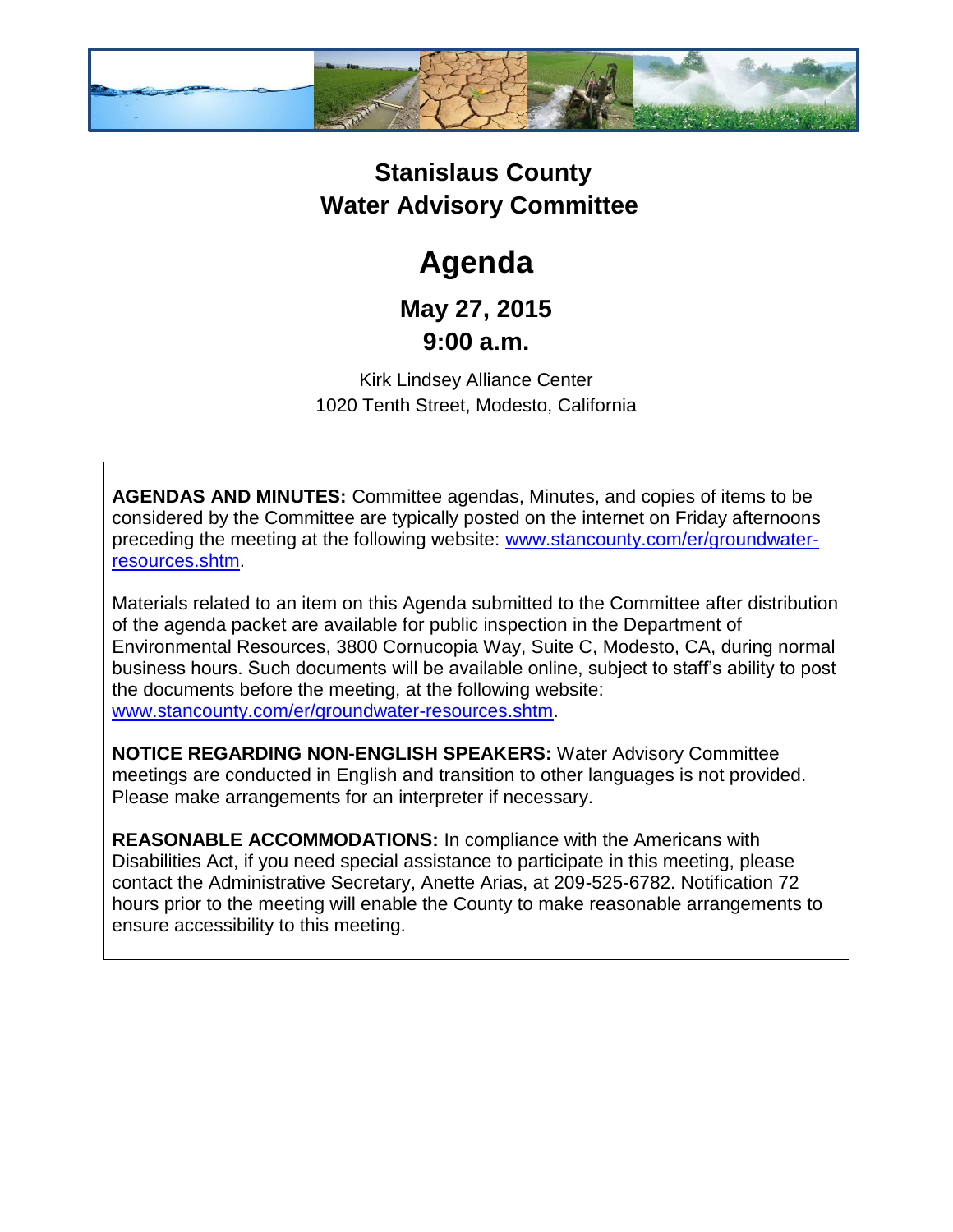# Stanislaus County
# Water Advisory Committee

# Agenda

## May 27, 2015
## 9:00 a.m.

Kirk Lindsey Alliance Center
1020 Tenth Street, Modesto, California

**AGENDAS AND MINUTES:** Committee agendas, Minutes, and copies of items to be considered by the Committee are typically posted on the internet on Friday afternoons preceding the meeting at the following website: [www.stancounty.com/er/groundwater-resources.shtm](http://www.stancounty.com/er/groundwater-resources.shtm).

Materials related to an item on this Agenda submitted to the Committee after distribution of the agenda packet are available for public inspection in the Department of Environmental Resources, 3800 Cornucopia Way, Suite C, Modesto, CA, during normal business hours. Such documents will be available online, subject to staff's ability to post the documents before the meeting, at the following website: [www.stancounty.com/er/groundwater-resources.shtm](http://www.stancounty.com/er/groundwater-resources.shtm).

**NOTICE REGARDING NON-ENGLISH SPEAKERS:** Water Advisory Committee meetings are conducted in English and transition to other languages is not provided. Please make arrangements for an interpreter if necessary.

**REASONABLE ACCOMMODATIONS:** In compliance with the Americans with Disabilities Act, if you need special assistance to participate in this meeting, please contact the Administrative Secretary, Anette Arias, at 209-525-6782. Notification 72 hours prior to the meeting will enable the County to make reasonable arrangements to ensure accessibility to this meeting.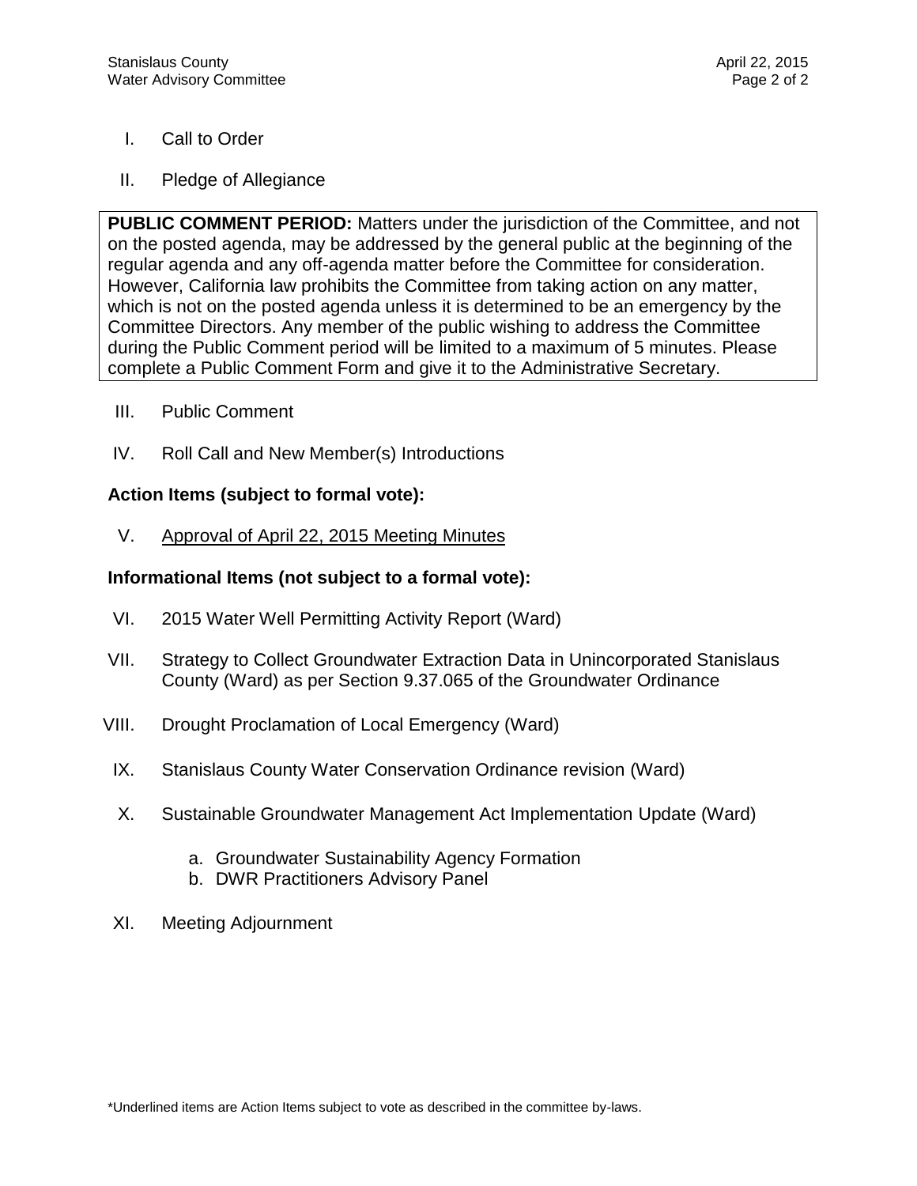I. Call to Order

II. Pledge of Allegiance

**PUBLIC COMMENT PERIOD:** Matters under the jurisdiction of the Committee, and not on the posted agenda, may be addressed by the general public at the beginning of the regular agenda and any off-agenda matter before the Committee for consideration. However, California law prohibits the Committee from taking action on any matter, which is not on the posted agenda unless it is determined to be an emergency by the Committee Directors. Any member of the public wishing to address the Committee during the Public Comment period will be limited to a maximum of 5 minutes. Please complete a Public Comment Form and give it to the Administrative Secretary.

III. Public Comment

IV. Roll Call and New Member(s) Introductions

**Action Items (subject to formal vote):**

V. <u>Approval of April 22, 2015 Meeting Minutes</u>

**Informational Items (not subject to a formal vote):**

VI. 2015 Water Well Permitting Activity Report (Ward)

VII. Strategy to Collect Groundwater Extraction Data in Unincorporated Stanislaus County (Ward) as per Section 9.37.065 of the Groundwater Ordinance

VIII. Drought Proclamation of Local Emergency (Ward)

IX. Stanislaus County Water Conservation Ordinance revision (Ward)

X. Sustainable Groundwater Management Act Implementation Update (Ward)

   a. Groundwater Sustainability Agency Formation
   b. DWR Practitioners Advisory Panel

XI. Meeting Adjournment

*Underlined items are Action Items subject to vote as described in the committee by-laws.